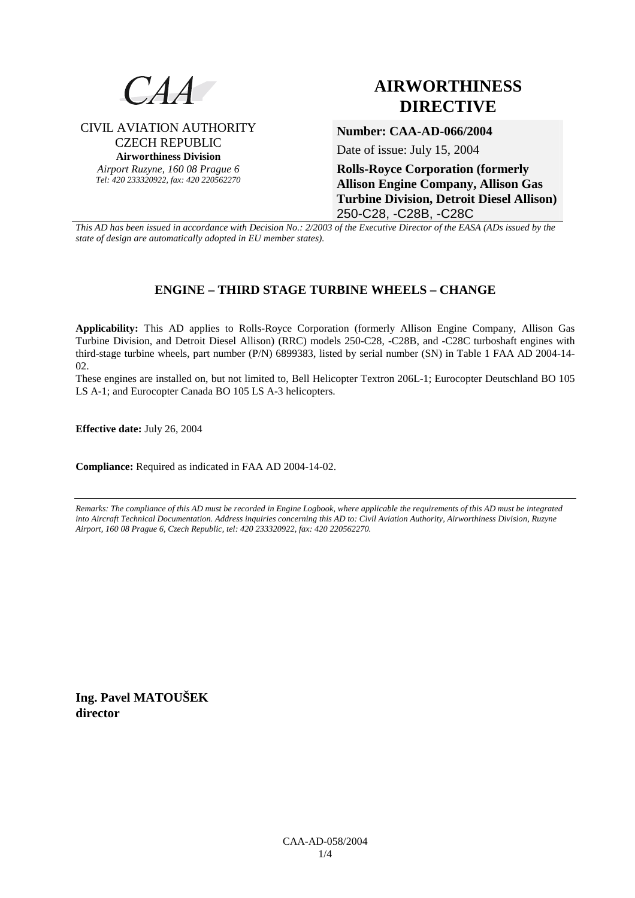CAA

CIVIL AVIATION AUTHORITY
CZECH REPUBLIC
**Airworthiness Division**
*Airport Ruzyne, 160 08 Prague 6*
*Tel: 420 233320922, fax: 420 220562270*

# AIRWORTHINESS DIRECTIVE

**Number: CAA-AD-066/2004**

Date of issue: July 15, 2004

**Rolls-Royce Corporation (formerly Allison Engine Company, Allison Gas Turbine Division, Detroit Diesel Allison)**
250-C28, -C28B, -C28C

*This AD has been issued in accordance with Decision No.: 2/2003 of the Executive Director of the EASA (ADs issued by the state of design are automatically adopted in EU member states).*

## ENGINE – THIRD STAGE TURBINE WHEELS – CHANGE

**Applicability:** This AD applies to Rolls-Royce Corporation (formerly Allison Engine Company, Allison Gas Turbine Division, and Detroit Diesel Allison) (RRC) models 250-C28, -C28B, and -C28C turboshaft engines with third-stage turbine wheels, part number (P/N) 6899383, listed by serial number (SN) in Table 1 FAA AD 2004-14-02.
These engines are installed on, but not limited to, Bell Helicopter Textron 206L-1; Eurocopter Deutschland BO 105 LS A-1; and Eurocopter Canada BO 105 LS A-3 helicopters.

**Effective date:** July 26, 2004

**Compliance:** Required as indicated in FAA AD 2004-14-02.

*Remarks: The compliance of this AD must be recorded in Engine Logbook, where applicable the requirements of this AD must be integrated into Aircraft Technical Documentation. Address inquiries concerning this AD to: Civil Aviation Authority, Airworthiness Division, Ruzyne Airport, 160 08 Prague 6, Czech Republic, tel: 420 233320922, fax: 420 220562270.*

**Ing. Pavel MATOUŠEK**
**director**

CAA-AD-058/2004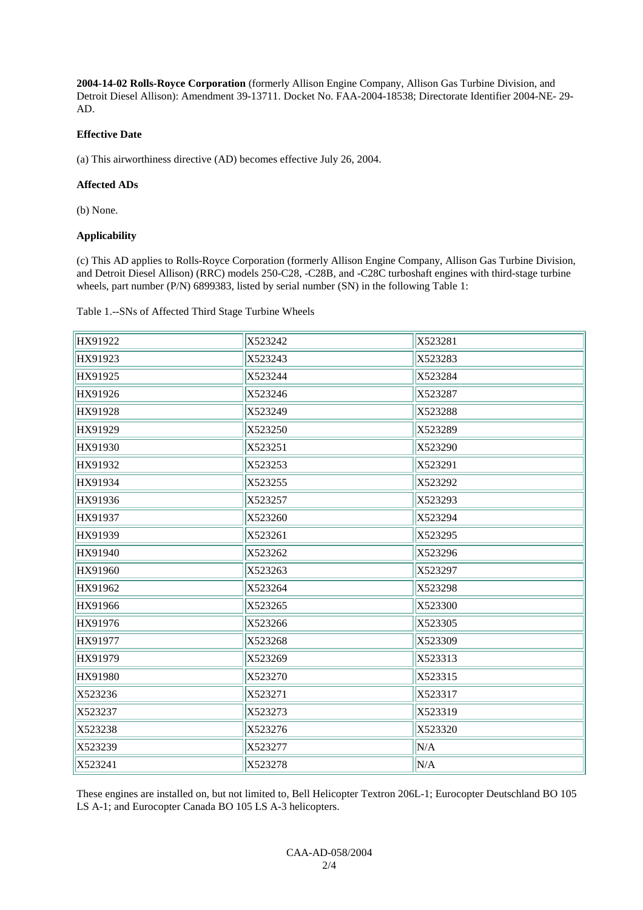**2004-14-02 Rolls-Royce Corporation** (formerly Allison Engine Company, Allison Gas Turbine Division, and Detroit Diesel Allison): Amendment 39-13711. Docket No. FAA-2004-18538; Directorate Identifier 2004-NE- 29-AD.

**Effective Date**

(a) This airworthiness directive (AD) becomes effective July 26, 2004.

**Affected ADs**

(b) None.

**Applicability**

(c) This AD applies to Rolls-Royce Corporation (formerly Allison Engine Company, Allison Gas Turbine Division, and Detroit Diesel Allison) (RRC) models 250-C28, -C28B, and -C28C turboshaft engines with third-stage turbine wheels, part number (P/N) 6899383, listed by serial number (SN) in the following Table 1:

Table 1.--SNs of Affected Third Stage Turbine Wheels

| | | |
|---|---|---|
| HX91922 | X523242 | X523281 |
| HX91923 | X523243 | X523283 |
| HX91925 | X523244 | X523284 |
| HX91926 | X523246 | X523287 |
| HX91928 | X523249 | X523288 |
| HX91929 | X523250 | X523289 |
| HX91930 | X523251 | X523290 |
| HX91932 | X523253 | X523291 |
| HX91934 | X523255 | X523292 |
| HX91936 | X523257 | X523293 |
| HX91937 | X523260 | X523294 |
| HX91939 | X523261 | X523295 |
| HX91940 | X523262 | X523296 |
| HX91960 | X523263 | X523297 |
| HX91962 | X523264 | X523298 |
| HX91966 | X523265 | X523300 |
| HX91976 | X523266 | X523305 |
| HX91977 | X523268 | X523309 |
| HX91979 | X523269 | X523313 |
| HX91980 | X523270 | X523315 |
| X523236 | X523271 | X523317 |
| X523237 | X523273 | X523319 |
| X523238 | X523276 | X523320 |
| X523239 | X523277 | N/A |
| X523241 | X523278 | N/A |

These engines are installed on, but not limited to, Bell Helicopter Textron 206L-1; Eurocopter Deutschland BO 105 LS A-1; and Eurocopter Canada BO 105 LS A-3 helicopters.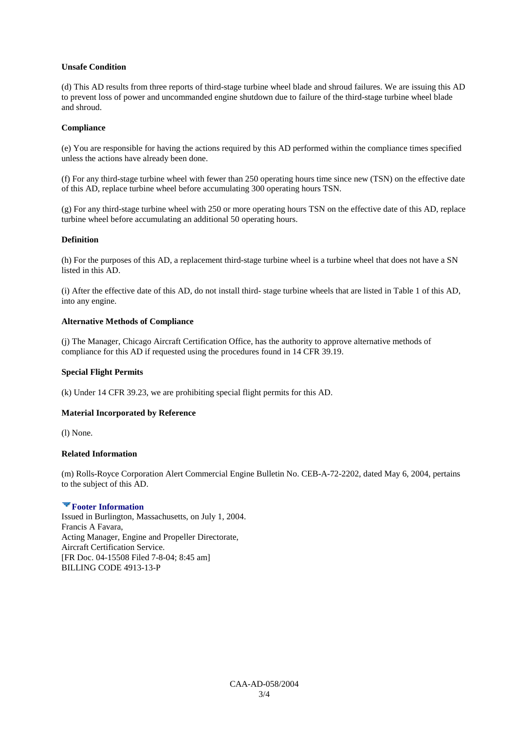**Unsafe Condition**

(d) This AD results from three reports of third-stage turbine wheel blade and shroud failures. We are issuing this AD to prevent loss of power and uncommanded engine shutdown due to failure of the third-stage turbine wheel blade and shroud.

**Compliance**

(e) You are responsible for having the actions required by this AD performed within the compliance times specified unless the actions have already been done.

(f) For any third-stage turbine wheel with fewer than 250 operating hours time since new (TSN) on the effective date of this AD, replace turbine wheel before accumulating 300 operating hours TSN.

(g) For any third-stage turbine wheel with 250 or more operating hours TSN on the effective date of this AD, replace turbine wheel before accumulating an additional 50 operating hours.

**Definition**

(h) For the purposes of this AD, a replacement third-stage turbine wheel is a turbine wheel that does not have a SN listed in this AD.

(i) After the effective date of this AD, do not install third- stage turbine wheels that are listed in Table 1 of this AD, into any engine.

**Alternative Methods of Compliance**

(j) The Manager, Chicago Aircraft Certification Office, has the authority to approve alternative methods of compliance for this AD if requested using the procedures found in 14 CFR 39.19.

**Special Flight Permits**

(k) Under 14 CFR 39.23, we are prohibiting special flight permits for this AD.

**Material Incorporated by Reference**

(l) None.

**Related Information**

(m) Rolls-Royce Corporation Alert Commercial Engine Bulletin No. CEB-A-72-2202, dated May 6, 2004, pertains to the subject of this AD.

**Footer Information**

Issued in Burlington, Massachusetts, on July 1, 2004.
Francis A Favara,
Acting Manager, Engine and Propeller Directorate,
Aircraft Certification Service.
[FR Doc. 04-15508 Filed 7-8-04; 8:45 am]
BILLING CODE 4913-13-P